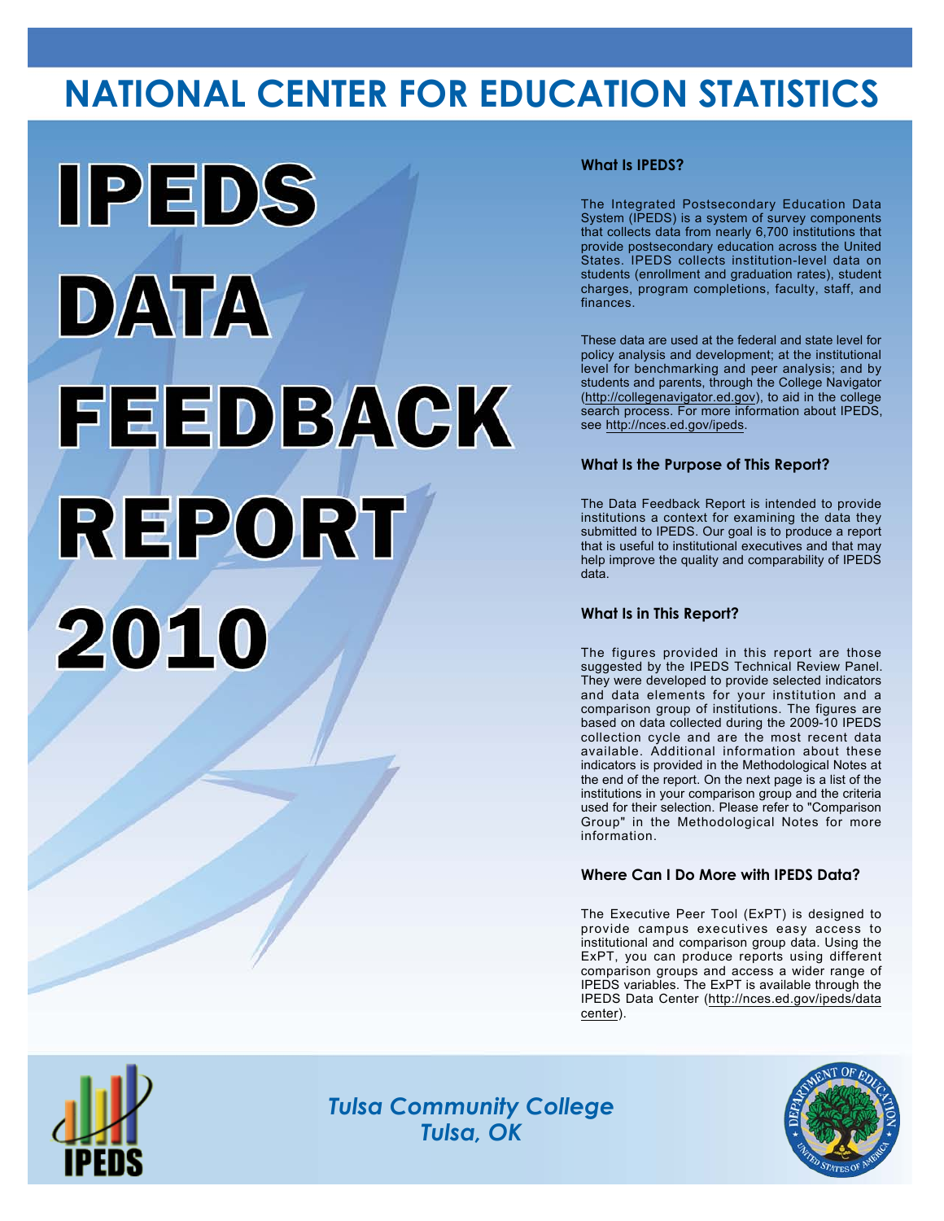# NATIONAL CENTER FOR EDUCATION STATISTICS

# IPEDS DATA FEEDBACK REPORT 2010

### What Is IPEDS?

The Integrated Postsecondary Education Data System (IPEDS) is a system of survey components that collects data from nearly 6,700 institutions that provide postsecondary education across the United States. IPEDS collects institution-level data on students (enrollment and graduation rates), student charges, program completions, faculty, staff, and finances.

These data are used at the federal and state level for policy analysis and development; at the institutional level for benchmarking and peer analysis; and by students and parents, through the College Navigator (http://collegenavigator.ed.gov), to aid in the college search process. For more information about IPEDS, see http://nces.ed.gov/ipeds.

### What Is the Purpose of This Report?

The Data Feedback Report is intended to provide institutions a context for examining the data they submitted to IPEDS. Our goal is to produce a report that is useful to institutional executives and that may help improve the quality and comparability of IPEDS data.

### What Is in This Report?

The figures provided in this report are those suggested by the IPEDS Technical Review Panel. They were developed to provide selected indicators and data elements for your institution and a comparison group of institutions. The figures are based on data collected during the 2009-10 IPEDS collection cycle and are the most recent data available. Additional information about these indicators is provided in the Methodological Notes at the end of the report. On the next page is a list of the institutions in your comparison group and the criteria used for their selection. Please refer to "Comparison Group" in the Methodological Notes for more information.

### Where Can I Do More with IPEDS Data?

The Executive Peer Tool (ExPT) is designed to provide campus executives easy access to institutional and comparison group data. Using the ExPT, you can produce reports using different comparison groups and access a wider range of IPEDS variables. The ExPT is available through the IPEDS Data Center (http://nces.ed.gov/ipeds/datacenter).

*Tulsa Community College*
*Tulsa, OK*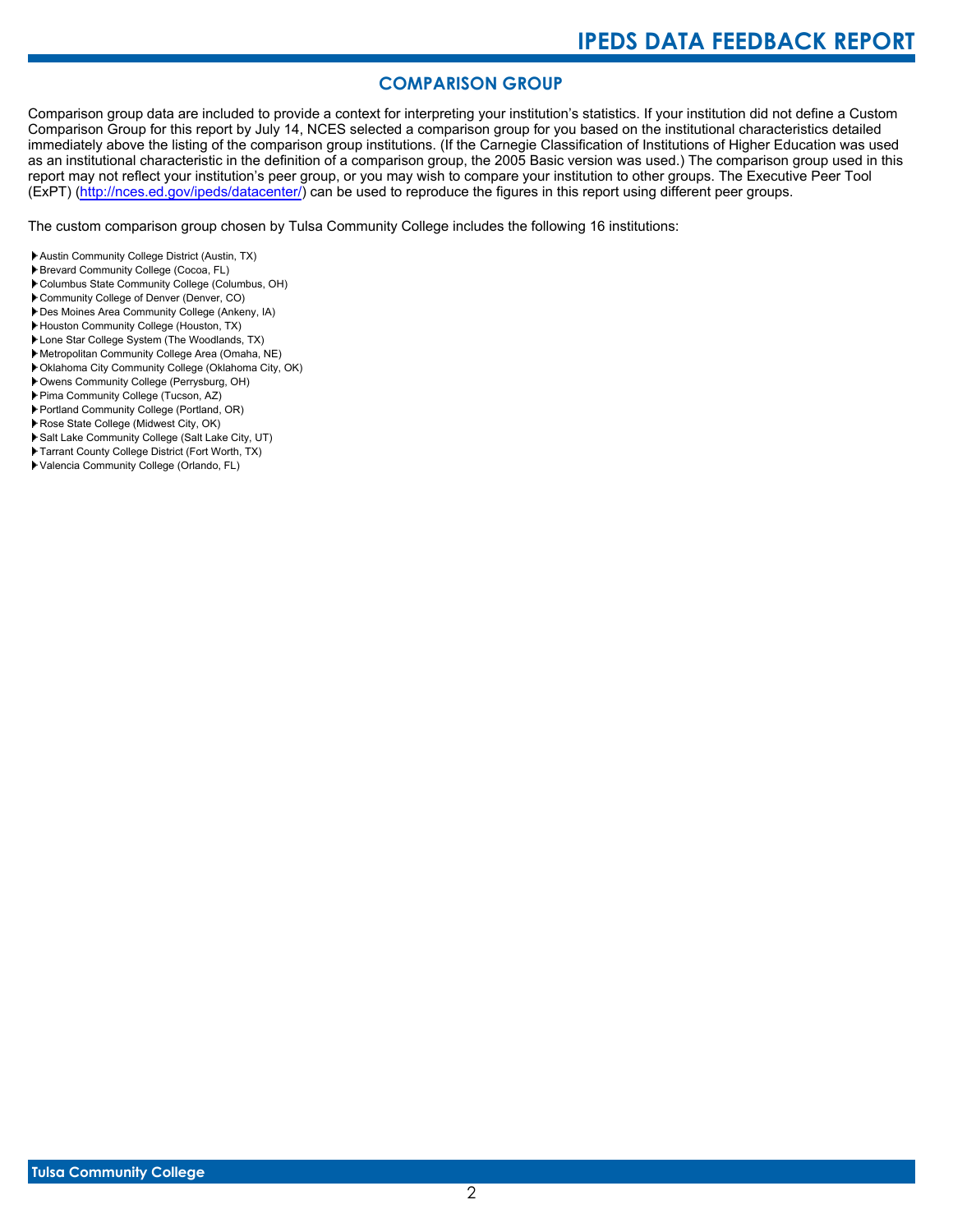## COMPARISON GROUP

Comparison group data are included to provide a context for interpreting your institution's statistics. If your institution did not define a Custom Comparison Group for this report by July 14, NCES selected a comparison group for you based on the institutional characteristics detailed immediately above the listing of the comparison group institutions. (If the Carnegie Classification of Institutions of Higher Education was used as an institutional characteristic in the definition of a comparison group, the 2005 Basic version was used.) The comparison group used in this report may not reflect your institution's peer group, or you may wish to compare your institution to other groups. The Executive Peer Tool (ExPT) (http://nces.ed.gov/ipeds/datacenter/) can be used to reproduce the figures in this report using different peer groups.

The custom comparison group chosen by Tulsa Community College includes the following 16 institutions:

- Austin Community College District (Austin, TX)
- Brevard Community College (Cocoa, FL)
- Columbus State Community College (Columbus, OH)
- Community College of Denver (Denver, CO)
- Des Moines Area Community College (Ankeny, IA)
- Houston Community College (Houston, TX)
- Lone Star College System (The Woodlands, TX)
- Metropolitan Community College Area (Omaha, NE)
- Oklahoma City Community College (Oklahoma City, OK)
- Owens Community College (Perrysburg, OH)
- Pima Community College (Tucson, AZ)
- Portland Community College (Portland, OR)
- Rose State College (Midwest City, OK)
- Salt Lake Community College (Salt Lake City, UT)
- Tarrant County College District (Fort Worth, TX)
- Valencia Community College (Orlando, FL)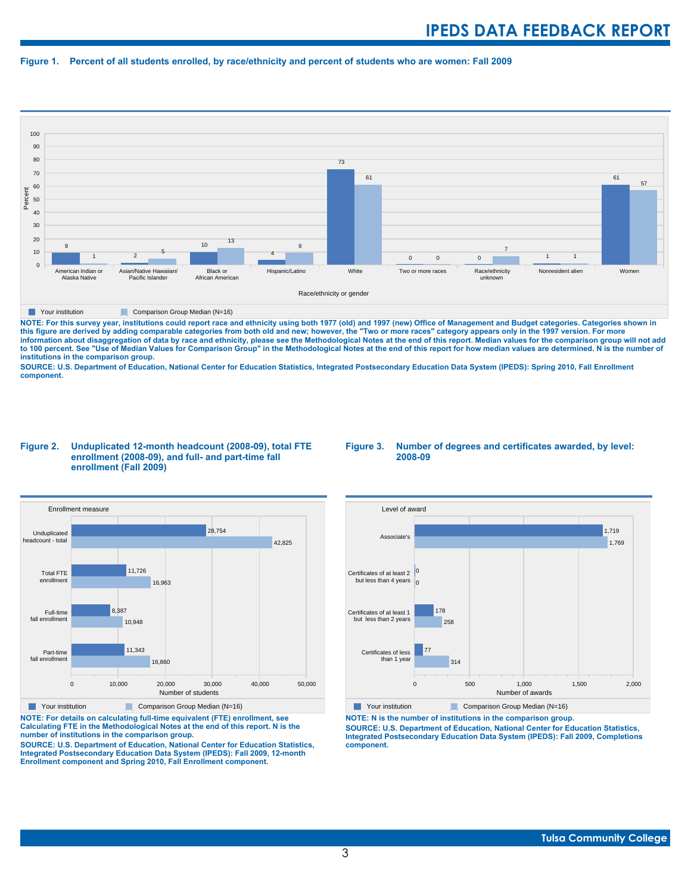**Figure 1. Percent of all students enrolled, by race/ethnicity and percent of students who are women: Fall 2009**

| Race/ethnicity or gender | Your institution | Comparison Group Median (N=16) |
|---|---|---|
| American Indian or Alaska Native | 9 | 1 |
| Asian/Native Hawaiian/ Pacific Islander | 2 | 5 |
| Black or African American | 10 | 13 |
| Hispanic/Latino | 4 | 9 |
| White | 73 | 61 |
| Two or more races | 0 | 0 |
| Race/ethnicity unknown | 0 | 7 |
| Nonresident alien | 1 | 1 |
| Women | 61 | 57 |

**NOTE: For this survey year, institutions could report race and ethnicity using both 1977 (old) and 1997 (new) Office of Management and Budget categories. Categories shown in this figure are derived by adding comparable categories from both old and new; however, the "Two or more races" category appears only in the 1997 version. For more information about disaggregation of data by race and ethnicity, please see the Methodological Notes at the end of this report. Median values for the comparison group will not add to 100 percent. See "Use of Median Values for Comparison Group" in the Methodological Notes at the end of this report for how median values are determined. N is the number of institutions in the comparison group.**

**SOURCE: U.S. Department of Education, National Center for Education Statistics, Integrated Postsecondary Education Data System (IPEDS): Spring 2010, Fall Enrollment component.**

**Figure 2. Unduplicated 12-month headcount (2008-09), total FTE enrollment (2008-09), and full- and part-time fall enrollment (Fall 2009)**

| Enrollment measure | Your institution | Comparison Group Median (N=16) |
|---|---|---|
| Unduplicated headcount - total | 28,754 | 42,825 |
| Total FTE enrollment | 11,726 | 16,963 |
| Full-time fall enrollment | 8,387 | 10,948 |
| Part-time fall enrollment | 11,343 | 16,860 |

**NOTE: For details on calculating full-time equivalent (FTE) enrollment, see Calculating FTE in the Methodological Notes at the end of this report. N is the number of institutions in the comparison group.**

**SOURCE: U.S. Department of Education, National Center for Education Statistics, Integrated Postsecondary Education Data System (IPEDS): Fall 2009, 12-month Enrollment component and Spring 2010, Fall Enrollment component.**

**Figure 3. Number of degrees and certificates awarded, by level: 2008-09**

| Level of award | Your institution | Comparison Group Median (N=16) |
|---|---|---|
| Associate's | 1,719 | 1,769 |
| Certificates of at least 2 but less than 4 years | 0 | 0 |
| Certificates of at least 1 but less than 2 years | 178 | 258 |
| Certificates of less than 1 year | 77 | 314 |

**NOTE: N is the number of institutions in the comparison group.**

**SOURCE: U.S. Department of Education, National Center for Education Statistics, Integrated Postsecondary Education Data System (IPEDS): Fall 2009, Completions component.**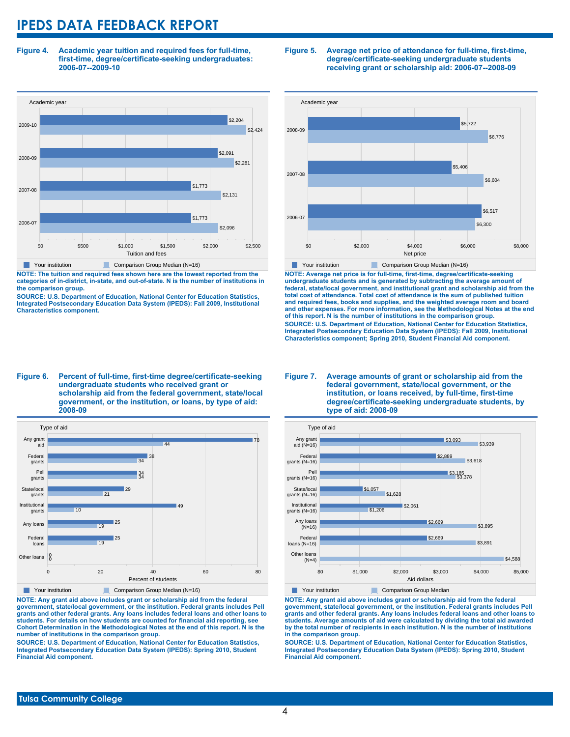# IPEDS DATA FEEDBACK REPORT

**Figure 4. Academic year tuition and required fees for full-time, first-time, degree/certificate-seeking undergraduates: 2006-07--2009-10**

| Academic year | Your institution | Comparison Group Median (N=16) |
|---|---|---|
| 2009-10 | $2,204 | $2,424 |
| 2008-09 | $2,091 | $2,281 |
| 2007-08 | $1,773 | $2,131 |
| 2006-07 | $1,773 | $2,096 |

**NOTE: The tuition and required fees shown here are the lowest reported from the categories of in-district, in-state, and out-of-state. N is the number of institutions in the comparison group.**

**SOURCE: U.S. Department of Education, National Center for Education Statistics, Integrated Postsecondary Education Data System (IPEDS): Fall 2009, Institutional Characteristics component.**

**Figure 5. Average net price of attendance for full-time, first-time, degree/certificate-seeking undergraduate students receiving grant or scholarship aid: 2006-07--2008-09**

| Academic year | Your institution | Comparison Group Median (N=16) |
|---|---|---|
| 2008-09 | $5,722 | $6,776 |
| 2007-08 | $5,406 | $6,604 |
| 2006-07 | $6,517 | $6,300 |

**NOTE: Average net price is for full-time, first-time, degree/certificate-seeking undergraduate students and is generated by subtracting the average amount of federal, state/local government, and institutional grant and scholarship aid from the total cost of attendance. Total cost of attendance is the sum of published tuition and required fees, books and supplies, and the weighted average room and board and other expenses. For more information, see the Methodological Notes at the end of this report. N is the number of institutions in the comparison group.**

**SOURCE: U.S. Department of Education, National Center for Education Statistics, Integrated Postsecondary Education Data System (IPEDS): Fall 2009, Institutional Characteristics component; Spring 2010, Student Financial Aid component.**

**Figure 6. Percent of full-time, first-time degree/certificate-seeking undergraduate students who received grant or scholarship aid from the federal government, state/local government, or the institution, or loans, by type of aid: 2008-09**

| Type of aid | Your institution | Comparison Group Median (N=16) |
|---|---|---|
| Any grant aid | 78 | 44 |
| Federal grants | 38 | 34 |
| Pell grants | 34 | 34 |
| State/local grants | 29 | 21 |
| Institutional grants | 49 | 10 |
| Any loans | 25 | 19 |
| Federal loans | 25 | 19 |
| Other loans | 0 | 0 |

**NOTE: Any grant aid above includes grant or scholarship aid from the federal government, state/local government, or the institution. Federal grants includes Pell grants and other federal grants. Any loans includes federal loans and other loans to students. For details on how students are counted for financial aid reporting, see Cohort Determination in the Methodological Notes at the end of this report. N is the number of institutions in the comparison group.**

**SOURCE: U.S. Department of Education, National Center for Education Statistics, Integrated Postsecondary Education Data System (IPEDS): Spring 2010, Student Financial Aid component.**

**Figure 7. Average amounts of grant or scholarship aid from the federal government, state/local government, or the institution, or loans received, by full-time, first-time degree/certificate-seeking undergraduate students, by type of aid: 2008-09**

| Type of aid | Your institution | Comparison Group Median |
|---|---|---|
| Any grant aid (N=16) | $3,093 | $3,939 |
| Federal grants (N=16) | $2,889 | $3,618 |
| Pell grants (N=16) | $3,185 | $3,378 |
| State/local grants (N=16) | $1,057 | $1,628 |
| Institutional grants (N=16) | $2,061 | $1,206 |
| Any loans (N=16) | $2,669 | $3,895 |
| Federal loans (N=16) | $2,669 | $3,891 |
| Other loans (N=4) | | $4,588 |

**NOTE: Any grant aid above includes grant or scholarship aid from the federal government, state/local government, or the institution. Federal grants includes Pell grants and other federal grants. Any loans includes federal loans and other loans to students. Average amounts of aid were calculated by dividing the total aid awarded by the total number of recipients in each institution. N is the number of institutions in the comparison group.**

**SOURCE: U.S. Department of Education, National Center for Education Statistics, Integrated Postsecondary Education Data System (IPEDS): Spring 2010, Student Financial Aid component.**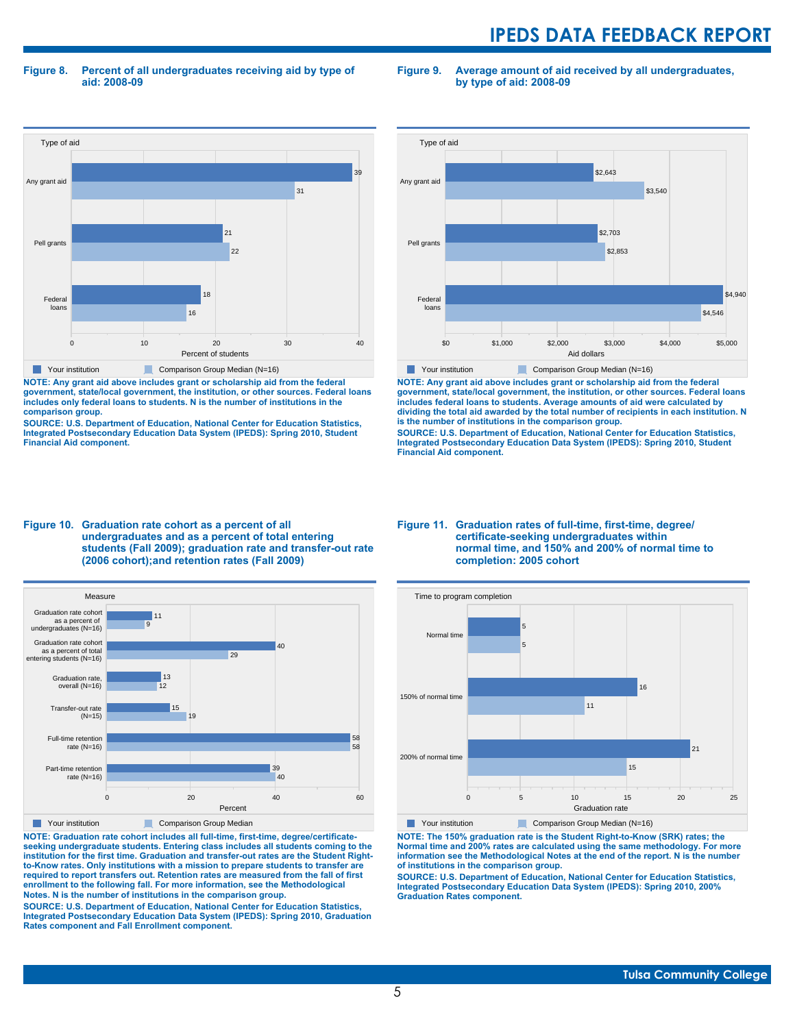**Figure 8. Percent of all undergraduates receiving aid by type of aid: 2008-09**

| Type of aid | Your institution | Comparison Group Median (N=16) |
|---|---|---|
| Any grant aid | 39 | 31 |
| Pell grants | 21 | 22 |
| Federal loans | 18 | 16 |

Percent of students

**NOTE: Any grant aid above includes grant or scholarship aid from the federal government, state/local government, the institution, or other sources. Federal loans includes only federal loans to students. N is the number of institutions in the comparison group.**

**SOURCE: U.S. Department of Education, National Center for Education Statistics, Integrated Postsecondary Education Data System (IPEDS): Spring 2010, Student Financial Aid component.**

**Figure 9. Average amount of aid received by all undergraduates, by type of aid: 2008-09**

| Type of aid | Your institution | Comparison Group Median (N=16) |
|---|---|---|
| Any grant aid | $2,643 | $3,540 |
| Pell grants | $2,703 | $2,853 |
| Federal loans | $4,940 | $4,546 |

Aid dollars

**NOTE: Any grant aid above includes grant or scholarship aid from the federal government, state/local government, the institution, or other sources. Federal loans includes federal loans to students. Average amounts of aid were calculated by dividing the total aid awarded by the total number of recipients in each institution. N is the number of institutions in the comparison group.**

**SOURCE: U.S. Department of Education, National Center for Education Statistics, Integrated Postsecondary Education Data System (IPEDS): Spring 2010, Student Financial Aid component.**

**Figure 10. Graduation rate cohort as a percent of all undergraduates and as a percent of total entering students (Fall 2009); graduation rate and transfer-out rate (2006 cohort);and retention rates (Fall 2009)**

| Measure | Your institution | Comparison Group Median |
|---|---|---|
| Graduation rate cohort as a percent of undergraduates (N=16) | 11 | 9 |
| Graduation rate cohort as a percent of total entering students (N=16) | 40 | 29 |
| Graduation rate, overall (N=16) | 13 | 12 |
| Transfer-out rate (N=15) | 15 | 19 |
| Full-time retention rate (N=16) | 58 | 58 |
| Part-time retention rate (N=16) | 39 | 40 |

Percent

**NOTE: Graduation rate cohort includes all full-time, first-time, degree/certificate-seeking undergraduate students. Entering class includes all students coming to the institution for the first time. Graduation and transfer-out rates are the Student Right-to-Know rates. Only institutions with a mission to prepare students to transfer are required to report transfers out. Retention rates are measured from the fall of first enrollment to the following fall. For more information, see the Methodological Notes. N is the number of institutions in the comparison group.**

**SOURCE: U.S. Department of Education, National Center for Education Statistics, Integrated Postsecondary Education Data System (IPEDS): Spring 2010, Graduation Rates component and Fall Enrollment component.**

**Figure 11. Graduation rates of full-time, first-time, degree/certificate-seeking undergraduates within normal time, and 150% and 200% of normal time to completion: 2005 cohort**

| Time to program completion | Your institution | Comparison Group Median (N=16) |
|---|---|---|
| Normal time | 5 | 5 |
| 150% of normal time | 16 | 11 |
| 200% of normal time | 21 | 15 |

Graduation rate

**NOTE: The 150% graduation rate is the Student Right-to-Know (SRK) rates; the Normal time and 200% rates are calculated using the same methodology. For more information see the Methodological Notes at the end of the report. N is the number of institutions in the comparison group.**

**SOURCE: U.S. Department of Education, National Center for Education Statistics, Integrated Postsecondary Education Data System (IPEDS): Spring 2010, 200% Graduation Rates component.**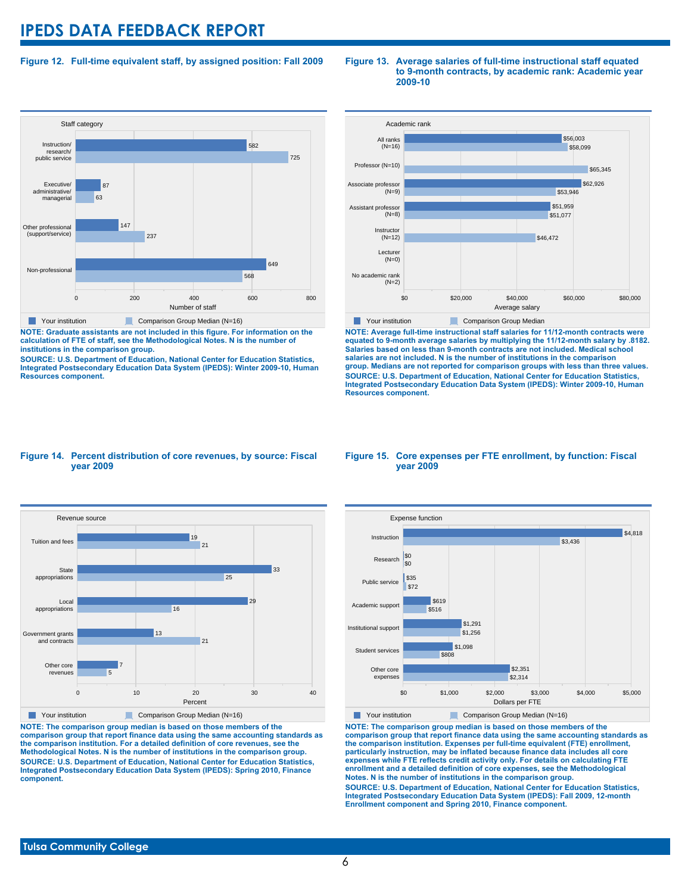## Figure 12. Full-time equivalent staff, by assigned position: Fall 2009

| Staff category | Your institution | Comparison Group Median (N=16) |
|---|---|---|
| Instruction/ research/ public service | 582 | 725 |
| Executive/ administrative/ managerial | 87 | 63 |
| Other professional (support/service) | 147 | 237 |
| Non-professional | 649 | 568 |

**NOTE: Graduate assistants are not included in this figure. For information on the calculation of FTE of staff, see the Methodological Notes. N is the number of institutions in the comparison group.**

**SOURCE: U.S. Department of Education, National Center for Education Statistics, Integrated Postsecondary Education Data System (IPEDS): Winter 2009-10, Human Resources component.**

## Figure 13. Average salaries of full-time instructional staff equated to 9-month contracts, by academic rank: Academic year 2009-10

| Academic rank | Your institution | Comparison Group Median |
|---|---|---|
| All ranks (N=16) | $56,003 | $58,099 |
| Professor (N=10) | | $65,345 |
| Associate professor (N=9) | $62,926 | $53,946 |
| Assistant professor (N=8) | $51,959 | $51,077 |
| Instructor (N=12) | | $46,472 |
| Lecturer (N=0) | | |
| No academic rank (N=2) | | |

**NOTE: Average full-time instructional staff salaries for 11/12-month contracts were equated to 9-month average salaries by multiplying the 11/12-month salary by .8182. Salaries based on less than 9-month contracts are not included. Medical school salaries are not included. N is the number of institutions in the comparison group. Medians are not reported for comparison groups with less than three values.**

**SOURCE: U.S. Department of Education, National Center for Education Statistics, Integrated Postsecondary Education Data System (IPEDS): Winter 2009-10, Human Resources component.**

## Figure 14. Percent distribution of core revenues, by source: Fiscal year 2009

| Revenue source | Your institution | Comparison Group Median (N=16) |
|---|---|---|
| Tuition and fees | 19 | 21 |
| State appropriations | 33 | 25 |
| Local appropriations | 29 | 16 |
| Government grants and contracts | 13 | 21 |
| Other core revenues | 7 | 5 |

**NOTE: The comparison group median is based on those members of the comparison group that report finance data using the same accounting standards as the comparison institution. For a detailed definition of core revenues, see the Methodological Notes. N is the number of institutions in the comparison group.**

**SOURCE: U.S. Department of Education, National Center for Education Statistics, Integrated Postsecondary Education Data System (IPEDS): Spring 2010, Finance component.**

## Figure 15. Core expenses per FTE enrollment, by function: Fiscal year 2009

| Expense function | Your institution | Comparison Group Median (N=16) |
|---|---|---|
| Instruction | $4,818 | $3,436 |
| Research | $0 | $0 |
| Public service | $35 | $72 |
| Academic support | $619 | $516 |
| Institutional support | $1,291 | $1,256 |
| Student services | $1,098 | $808 |
| Other core expenses | $2,351 | $2,314 |

**NOTE: The comparison group median is based on those members of the comparison group that report finance data using the same accounting standards as the comparison institution. Expenses per full-time equivalent (FTE) enrollment, particularly instruction, may be inflated because finance data includes all core expenses while FTE reflects credit activity only. For details on calculating FTE enrollment and a detailed definition of core expenses, see the Methodological Notes. N is the number of institutions in the comparison group.**

**SOURCE: U.S. Department of Education, National Center for Education Statistics, Integrated Postsecondary Education Data System (IPEDS): Fall 2009, 12-month Enrollment component and Spring 2010, Finance component.**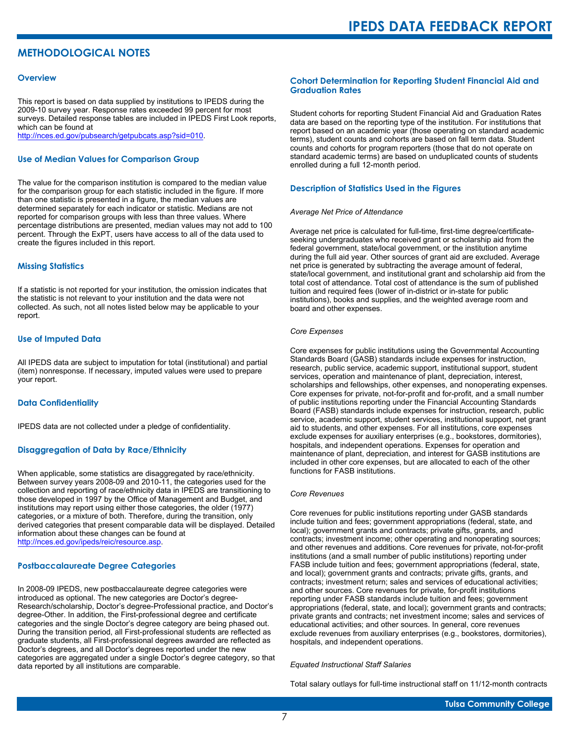## METHODOLOGICAL NOTES

### Overview

This report is based on data supplied by institutions to IPEDS during the 2009-10 survey year. Response rates exceeded 99 percent for most surveys. Detailed response tables are included in IPEDS First Look reports, which can be found at
http://nces.ed.gov/pubsearch/getpubcats.asp?sid=010.

### Use of Median Values for Comparison Group

The value for the comparison institution is compared to the median value for the comparison group for each statistic included in the figure. If more than one statistic is presented in a figure, the median values are determined separately for each indicator or statistic. Medians are not reported for comparison groups with less than three values. Where percentage distributions are presented, median values may not add to 100 percent. Through the ExPT, users have access to all of the data used to create the figures included in this report.

### Missing Statistics

If a statistic is not reported for your institution, the omission indicates that the statistic is not relevant to your institution and the data were not collected. As such, not all notes listed below may be applicable to your report.

### Use of Imputed Data

All IPEDS data are subject to imputation for total (institutional) and partial (item) nonresponse. If necessary, imputed values were used to prepare your report.

### Data Confidentiality

IPEDS data are not collected under a pledge of confidentiality.

### Disaggregation of Data by Race/Ethnicity

When applicable, some statistics are disaggregated by race/ethnicity. Between survey years 2008-09 and 2010-11, the categories used for the collection and reporting of race/ethnicity data in IPEDS are transitioning to those developed in 1997 by the Office of Management and Budget, and institutions may report using either those categories, the older (1977) categories, or a mixture of both. Therefore, during the transition, only derived categories that present comparable data will be displayed. Detailed information about these changes can be found at
http://nces.ed.gov/ipeds/reic/resource.asp.

### Postbaccalaureate Degree Categories

In 2008-09 IPEDS, new postbaccalaureate degree categories were introduced as optional. The new categories are Doctor's degree-Research/scholarship, Doctor's degree-Professional practice, and Doctor's degree-Other. In addition, the First-professional degree and certificate categories and the single Doctor's degree category are being phased out. During the transition period, all First-professional students are reflected as graduate students, all First-professional degrees awarded are reflected as Doctor's degrees, and all Doctor's degrees reported under the new categories are aggregated under a single Doctor's degree category, so that data reported by all institutions are comparable.

### Cohort Determination for Reporting Student Financial Aid and Graduation Rates

Student cohorts for reporting Student Financial Aid and Graduation Rates data are based on the reporting type of the institution. For institutions that report based on an academic year (those operating on standard academic terms), student counts and cohorts are based on fall term data. Student counts and cohorts for program reporters (those that do not operate on standard academic terms) are based on unduplicated counts of students enrolled during a full 12-month period.

### Description of Statistics Used in the Figures

*Average Net Price of Attendance*

Average net price is calculated for full-time, first-time degree/certificate-seeking undergraduates who received grant or scholarship aid from the federal government, state/local government, or the institution anytime during the full aid year. Other sources of grant aid are excluded. Average net price is generated by subtracting the average amount of federal, state/local government, and institutional grant and scholarship aid from the total cost of attendance. Total cost of attendance is the sum of published tuition and required fees (lower of in-district or in-state for public institutions), books and supplies, and the weighted average room and board and other expenses.

*Core Expenses*

Core expenses for public institutions using the Governmental Accounting Standards Board (GASB) standards include expenses for instruction, research, public service, academic support, institutional support, student services, operation and maintenance of plant, depreciation, interest, scholarships and fellowships, other expenses, and nonoperating expenses. Core expenses for private, not-for-profit and for-profit, and a small number of public institutions reporting under the Financial Accounting Standards Board (FASB) standards include expenses for instruction, research, public service, academic support, student services, institutional support, net grant aid to students, and other expenses. For all institutions, core expenses exclude expenses for auxiliary enterprises (e.g., bookstores, dormitories), hospitals, and independent operations. Expenses for operation and maintenance of plant, depreciation, and interest for GASB institutions are included in other core expenses, but are allocated to each of the other functions for FASB institutions.

*Core Revenues*

Core revenues for public institutions reporting under GASB standards include tuition and fees; government appropriations (federal, state, and local); government grants and contracts; private gifts, grants, and contracts; investment income; other operating and nonoperating sources; and other revenues and additions. Core revenues for private, not-for-profit institutions (and a small number of public institutions) reporting under FASB include tuition and fees; government appropriations (federal, state, and local); government grants and contracts; private gifts, grants, and contracts; investment return; sales and services of educational activities; and other sources. Core revenues for private, for-profit institutions reporting under FASB standards include tuition and fees; government appropriations (federal, state, and local); government grants and contracts; private grants and contracts; net investment income; sales and services of educational activities; and other sources. In general, core revenues exclude revenues from auxiliary enterprises (e.g., bookstores, dormitories), hospitals, and independent operations.

*Equated Instructional Staff Salaries*

Total salary outlays for full-time instructional staff on 11/12-month contracts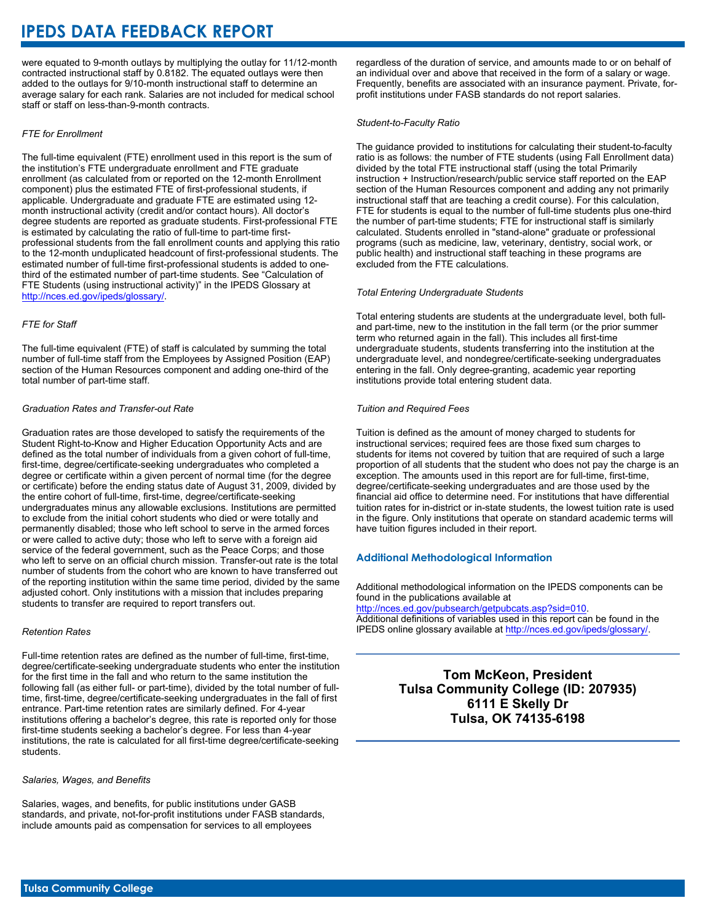were equated to 9-month outlays by multiplying the outlay for 11/12-month contracted instructional staff by 0.8182. The equated outlays were then added to the outlays for 9/10-month instructional staff to determine an average salary for each rank. Salaries are not included for medical school staff or staff on less-than-9-month contracts.

*FTE for Enrollment*

The full-time equivalent (FTE) enrollment used in this report is the sum of the institution's FTE undergraduate enrollment and FTE graduate enrollment (as calculated from or reported on the 12-month Enrollment component) plus the estimated FTE of first-professional students, if applicable. Undergraduate and graduate FTE are estimated using 12-month instructional activity (credit and/or contact hours). All doctor's degree students are reported as graduate students. First-professional FTE is estimated by calculating the ratio of full-time to part-time first-professional students from the fall enrollment counts and applying this ratio to the 12-month unduplicated headcount of first-professional students. The estimated number of full-time first-professional students is added to one-third of the estimated number of part-time students. See "Calculation of FTE Students (using instructional activity)" in the IPEDS Glossary at http://nces.ed.gov/ipeds/glossary/.

*FTE for Staff*

The full-time equivalent (FTE) of staff is calculated by summing the total number of full-time staff from the Employees by Assigned Position (EAP) section of the Human Resources component and adding one-third of the total number of part-time staff.

*Graduation Rates and Transfer-out Rate*

Graduation rates are those developed to satisfy the requirements of the Student Right-to-Know and Higher Education Opportunity Acts and are defined as the total number of individuals from a given cohort of full-time, first-time, degree/certificate-seeking undergraduates who completed a degree or certificate within a given percent of normal time (for the degree or certificate) before the ending status date of August 31, 2009, divided by the entire cohort of full-time, first-time, degree/certificate-seeking undergraduates minus any allowable exclusions. Institutions are permitted to exclude from the initial cohort students who died or were totally and permanently disabled; those who left school to serve in the armed forces or were called to active duty; those who left to serve with a foreign aid service of the federal government, such as the Peace Corps; and those who left to serve on an official church mission. Transfer-out rate is the total number of students from the cohort who are known to have transferred out of the reporting institution within the same time period, divided by the same adjusted cohort. Only institutions with a mission that includes preparing students to transfer are required to report transfers out.

*Retention Rates*

Full-time retention rates are defined as the number of full-time, first-time, degree/certificate-seeking undergraduate students who enter the institution for the first time in the fall and who return to the same institution the following fall (as either full- or part-time), divided by the total number of full-time, first-time, degree/certificate-seeking undergraduates in the fall of first entrance. Part-time retention rates are similarly defined. For 4-year institutions offering a bachelor's degree, this rate is reported only for those first-time students seeking a bachelor's degree. For less than 4-year institutions, the rate is calculated for all first-time degree/certificate-seeking students.

*Salaries, Wages, and Benefits*

Salaries, wages, and benefits, for public institutions under GASB standards, and private, not-for-profit institutions under FASB standards, include amounts paid as compensation for services to all employees regardless of the duration of service, and amounts made to or on behalf of an individual over and above that received in the form of a salary or wage. Frequently, benefits are associated with an insurance payment. Private, for-profit institutions under FASB standards do not report salaries.

*Student-to-Faculty Ratio*

The guidance provided to institutions for calculating their student-to-faculty ratio is as follows: the number of FTE students (using Fall Enrollment data) divided by the total FTE instructional staff (using the total Primarily instruction + Instruction/research/public service staff reported on the EAP section of the Human Resources component and adding any not primarily instructional staff that are teaching a credit course). For this calculation, FTE for students is equal to the number of full-time students plus one-third the number of part-time students; FTE for instructional staff is similarly calculated. Students enrolled in "stand-alone" graduate or professional programs (such as medicine, law, veterinary, dentistry, social work, or public health) and instructional staff teaching in these programs are excluded from the FTE calculations.

*Total Entering Undergraduate Students*

Total entering students are students at the undergraduate level, both full- and part-time, new to the institution in the fall term (or the prior summer term who returned again in the fall). This includes all first-time undergraduate students, students transferring into the institution at the undergraduate level, and nondegree/certificate-seeking undergraduates entering in the fall. Only degree-granting, academic year reporting institutions provide total entering student data.

*Tuition and Required Fees*

Tuition is defined as the amount of money charged to students for instructional services; required fees are those fixed sum charges to students for items not covered by tuition that are required of such a large proportion of all students that the student who does not pay the charge is an exception. The amounts used in this report are for full-time, first-time, degree/certificate-seeking undergraduates and are those used by the financial aid office to determine need. For institutions that have differential tuition rates for in-district or in-state students, the lowest tuition rate is used in the figure. Only institutions that operate on standard academic terms will have tuition figures included in their report.

## Additional Methodological Information

Additional methodological information on the IPEDS components can be found in the publications available at http://nces.ed.gov/pubsearch/getpubcats.asp?sid=010.
Additional definitions of variables used in this report can be found in the IPEDS online glossary available at http://nces.ed.gov/ipeds/glossary/.

**Tom McKeon, President**
**Tulsa Community College (ID: 207935)**
**6111 E Skelly Dr**
**Tulsa, OK 74135-6198**